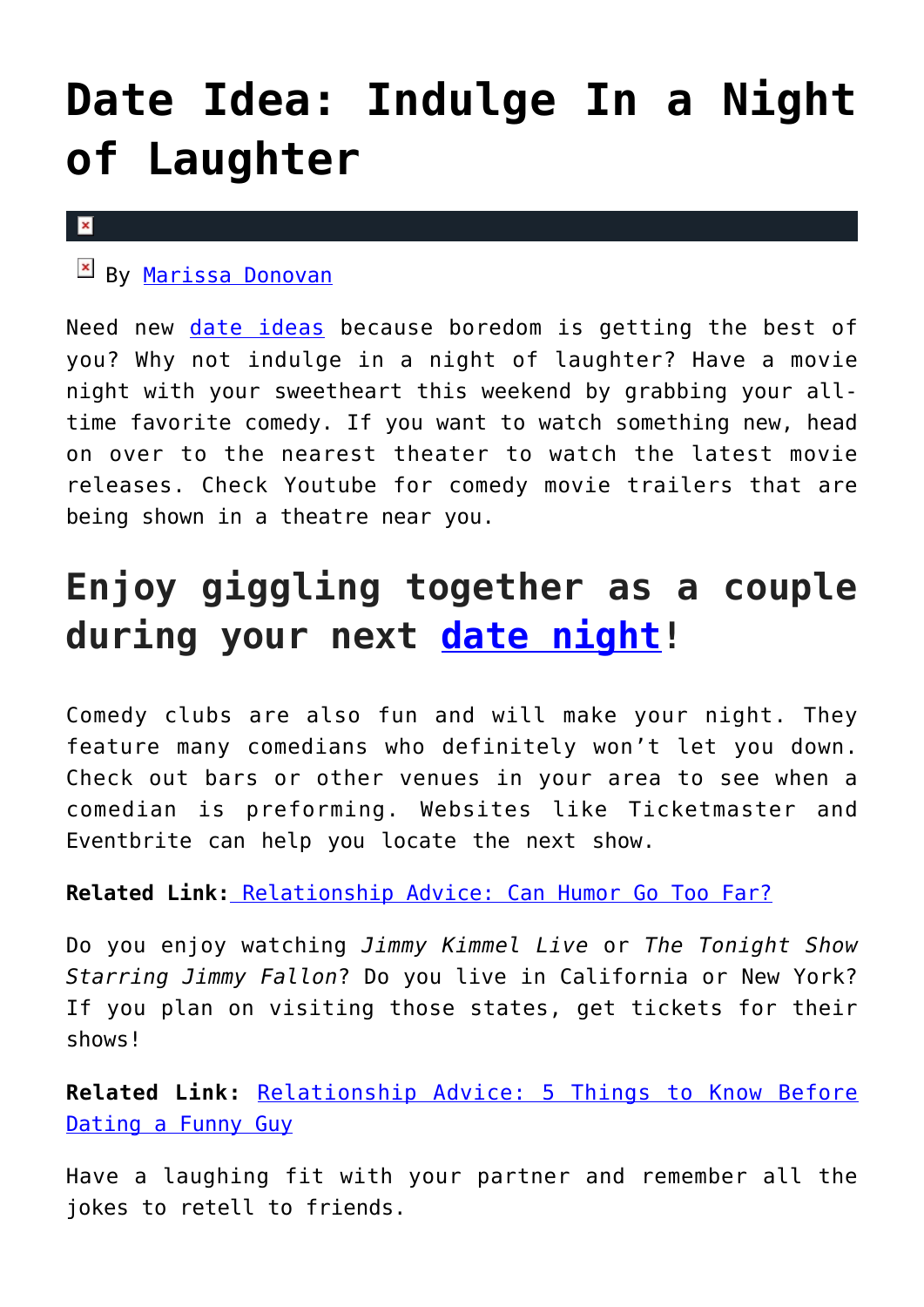# Date Idea: Indulge In a Night of Laughter

By Marissa Donovan

Need new date ideas because boredom is getting the best of you? Why not indulge in a night of laughter? Have a movie night with your sweetheart this weekend by grabbing your all-time favorite comedy. If you want to watch something new, head on over to the nearest theater to watch the latest movie releases. Check Youtube for comedy movie trailers that are being shown in a theatre near you.

## Enjoy giggling together as a couple during your next date night!

Comedy clubs are also fun and will make your night. They feature many comedians who definitely won't let you down. Check out bars or other venues in your area to see when a comedian is preforming. Websites like Ticketmaster and Eventbrite can help you locate the next show.

**Related Link:** Relationship Advice: Can Humor Go Too Far?

Do you enjoy watching *Jimmy Kimmel Live* or *The Tonight Show Starring Jimmy Fallon*? Do you live in California or New York? If you plan on visiting those states, get tickets for their shows!

**Related Link:** Relationship Advice: 5 Things to Know Before Dating a Funny Guy

Have a laughing fit with your partner and remember all the jokes to retell to friends.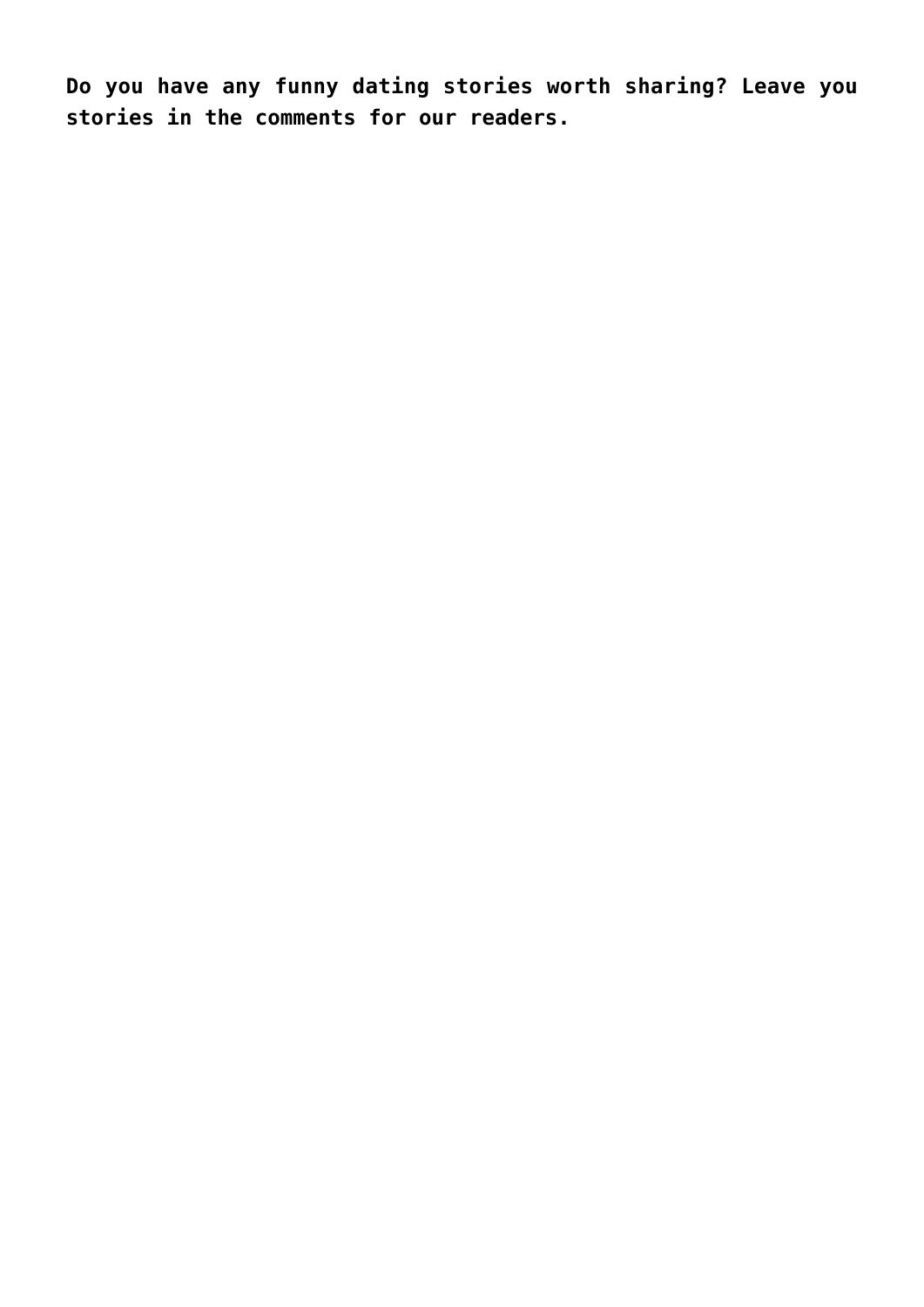**Do you have any funny dating stories worth sharing? Leave you stories in the comments for our readers.**